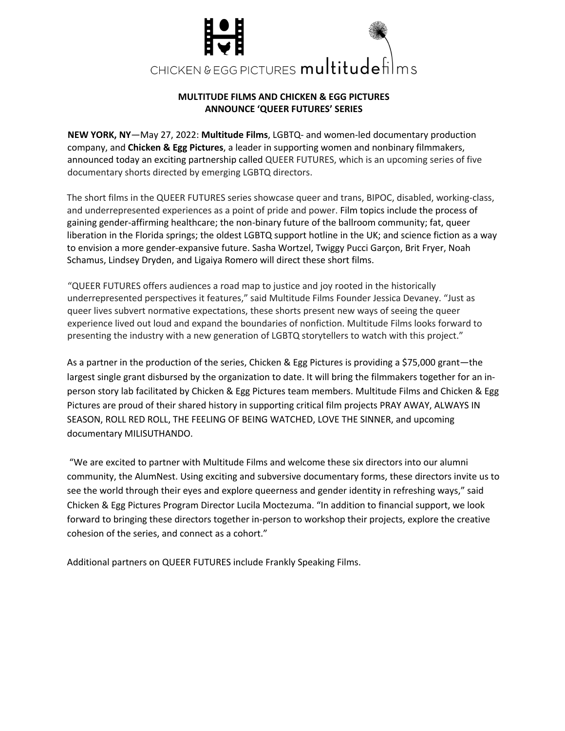CHICKEN & EGG PICTURES multitudefilms

**MULTITUDE FILMS AND CHICKEN & EGG PICTURES ANNOUNCE 'QUEER FUTURES' SERIES**

**NEW YORK, NY**—May 27, 2022: **Multitude Films**, LGBTQ- and women-led documentary production company, and **Chicken & Egg Pictures**, a leader in supporting women and nonbinary filmmakers, announced today an exciting partnership called QUEER FUTURES, which is an upcoming series of five documentary shorts directed by emerging LGBTQ directors.

The short films in the QUEER FUTURES series showcase queer and trans, BIPOC, disabled, working-class, and underrepresented experiences as a point of pride and power. Film topics include the process of gaining gender-affirming healthcare; the non-binary future of the ballroom community; fat, queer liberation in the Florida springs; the oldest LGBTQ support hotline in the UK; and science fiction as a way to envision a more gender-expansive future. Sasha Wortzel, Twiggy Pucci Garçon, Brit Fryer, Noah Schamus, Lindsey Dryden, and Ligaiya Romero will direct these short films.

"QUEER FUTURES offers audiences a road map to justice and joy rooted in the historically underrepresented perspectives it features," said Multitude Films Founder Jessica Devaney. "Just as queer lives subvert normative expectations, these shorts present new ways of seeing the queer experience lived out loud and expand the boundaries of nonfiction. Multitude Films looks forward to presenting the industry with a new generation of LGBTQ storytellers to watch with this project."

As a partner in the production of the series, Chicken & Egg Pictures is providing a $75,000 grant—the largest single grant disbursed by the organization to date. It will bring the filmmakers together for an in-person story lab facilitated by Chicken & Egg Pictures team members. Multitude Films and Chicken & Egg Pictures are proud of their shared history in supporting critical film projects PRAY AWAY, ALWAYS IN SEASON, ROLL RED ROLL, THE FEELING OF BEING WATCHED, LOVE THE SINNER, and upcoming documentary MILISUTHANDO.

"We are excited to partner with Multitude Films and welcome these six directors into our alumni community, the AlumNest. Using exciting and subversive documentary forms, these directors invite us to see the world through their eyes and explore queerness and gender identity in refreshing ways," said Chicken & Egg Pictures Program Director Lucila Moctezuma. "In addition to financial support, we look forward to bringing these directors together in-person to workshop their projects, explore the creative cohesion of the series, and connect as a cohort."

Additional partners on QUEER FUTURES include Frankly Speaking Films.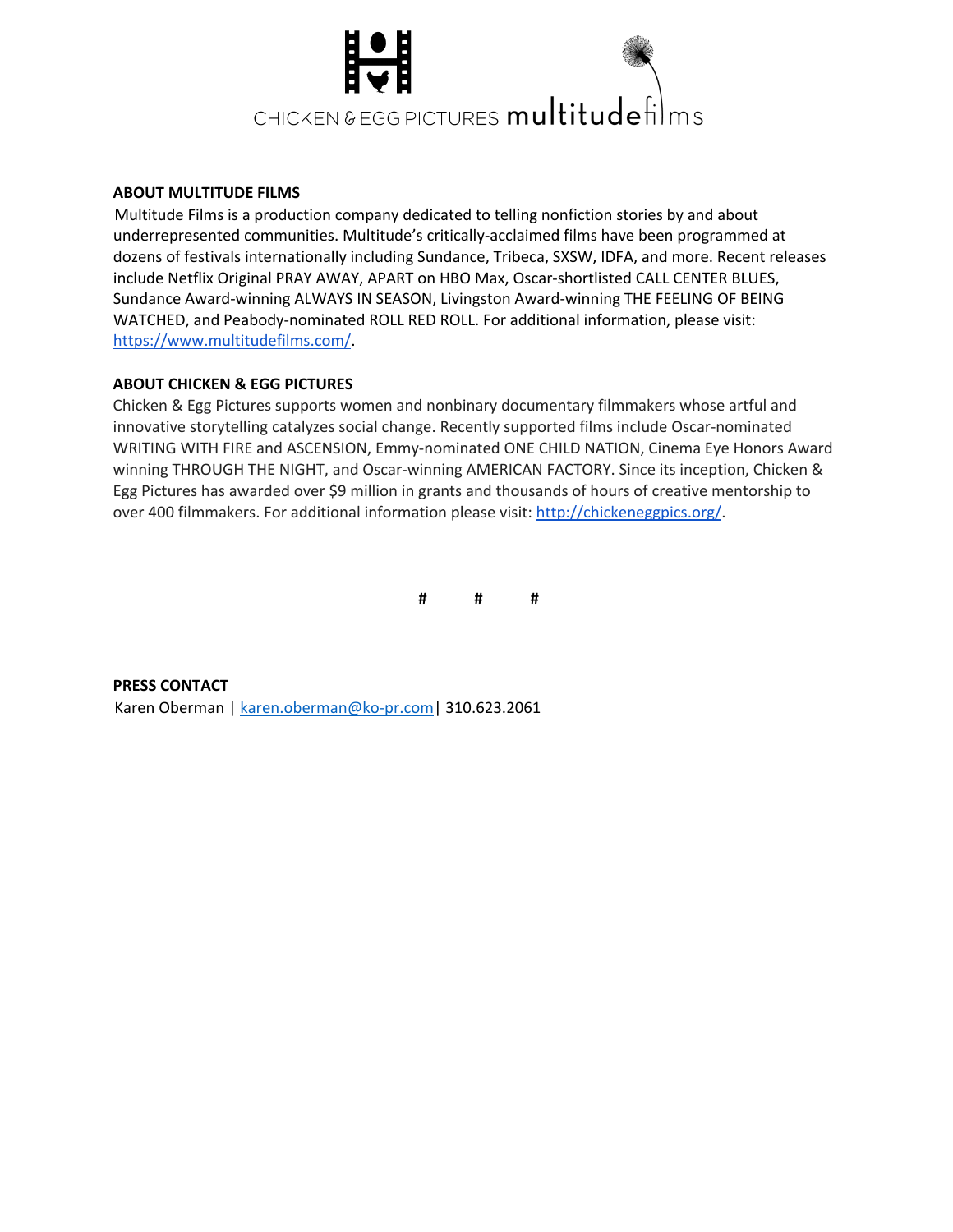CHICKEN & EGG PICTURES multitudefilms

**ABOUT MULTITUDE FILMS**

Multitude Films is a production company dedicated to telling nonfiction stories by and about underrepresented communities. Multitude's critically-acclaimed films have been programmed at dozens of festivals internationally including Sundance, Tribeca, SXSW, IDFA, and more. Recent releases include Netflix Original PRAY AWAY, APART on HBO Max, Oscar-shortlisted CALL CENTER BLUES, Sundance Award-winning ALWAYS IN SEASON, Livingston Award-winning THE FEELING OF BEING WATCHED, and Peabody-nominated ROLL RED ROLL. For additional information, please visit: https://www.multitudefilms.com/.

**ABOUT CHICKEN & EGG PICTURES**

Chicken & Egg Pictures supports women and nonbinary documentary filmmakers whose artful and innovative storytelling catalyzes social change. Recently supported films include Oscar-nominated WRITING WITH FIRE and ASCENSION, Emmy-nominated ONE CHILD NATION, Cinema Eye Honors Award winning THROUGH THE NIGHT, and Oscar-winning AMERICAN FACTORY. Since its inception, Chicken & Egg Pictures has awarded over $9 million in grants and thousands of hours of creative mentorship to over 400 filmmakers. For additional information please visit: http://chickeneggpics.org/.

# # #

**PRESS CONTACT**

Karen Oberman | karen.oberman@ko-pr.com | 310.623.2061